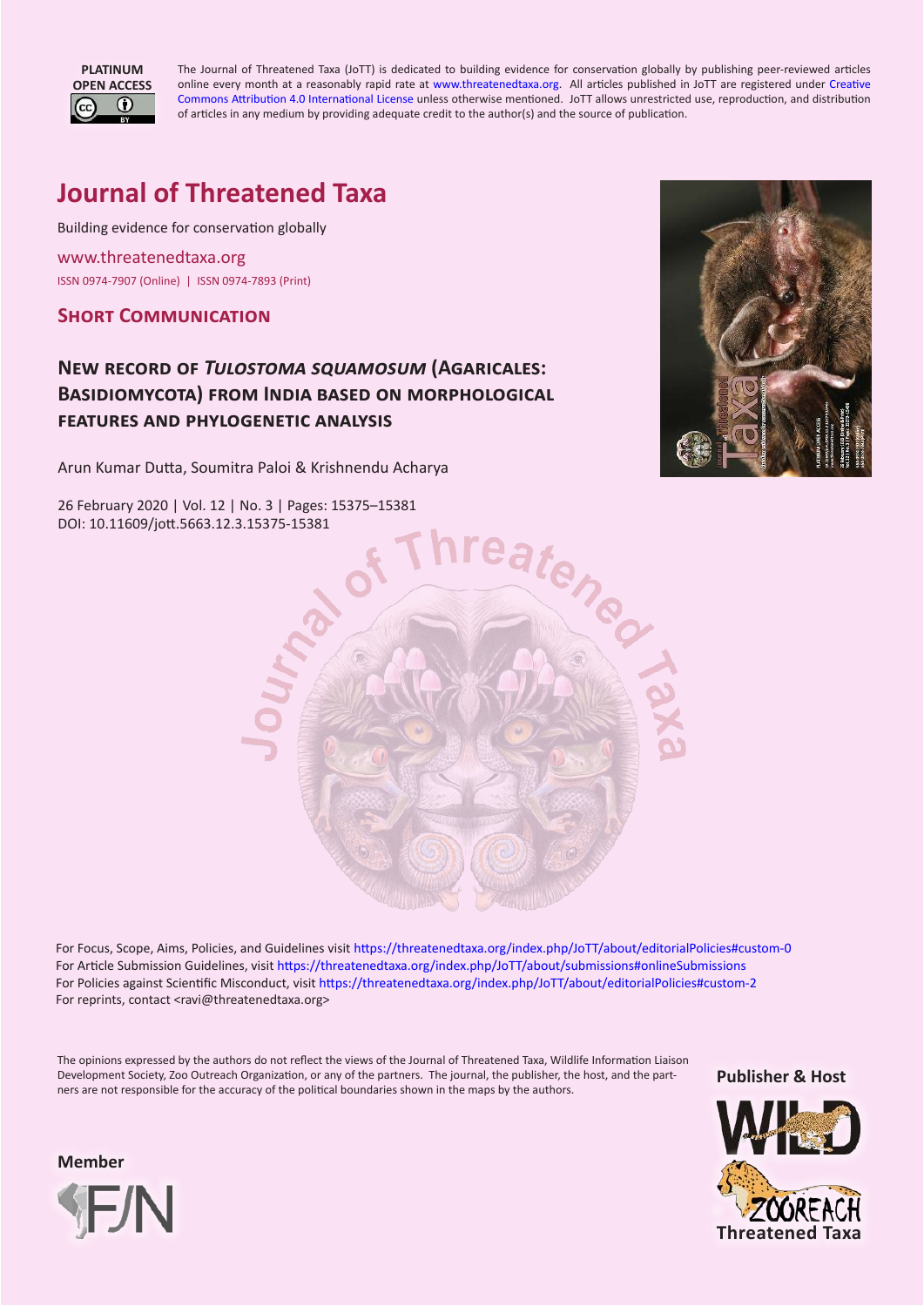**PLATINUM OPEN ACCESS**

The Journal of Threatened Taxa (JoTT) is dedicated to building evidence for conservation globally by publishing peer-reviewed articles online every month at a reasonably rapid rate at www.threatenedtaxa.org. All articles published in JoTT are registered under Creative Commons Attribution 4.0 International License unless otherwise mentioned. JoTT allows unrestricted use, reproduction, and distribution of articles in any medium by providing adequate credit to the author(s) and the source of publication.

# Journal of Threatened Taxa

Building evidence for conservation globally

www.threatenedtaxa.org

ISSN 0974-7907 (Online) | ISSN 0974-7893 (Print)

## Short Communication

## New record of *Tulostoma squamosum* (Agaricales: Basidiomycota) from India based on morphological features and phylogenetic analysis

Arun Kumar Dutta, Soumitra Paloi & Krishnendu Acharya

26 February 2020 | Vol. 12 | No. 3 | Pages: 15375–15381
DOI: 10.11609/jott.5663.12.3.15375-15381

For Focus, Scope, Aims, Policies, and Guidelines visit https://threatenedtaxa.org/index.php/JoTT/about/editorialPolicies#custom-0
For Article Submission Guidelines, visit https://threatenedtaxa.org/index.php/JoTT/about/submissions#onlineSubmissions
For Policies against Scientific Misconduct, visit https://threatenedtaxa.org/index.php/JoTT/about/editorialPolicies#custom-2
For reprints, contact <ravi@threatenedtaxa.org>

The opinions expressed by the authors do not reflect the views of the Journal of Threatened Taxa, Wildlife Information Liaison Development Society, Zoo Outreach Organization, or any of the partners. The journal, the publisher, the host, and the partners are not responsible for the accuracy of the political boundaries shown in the maps by the authors.

**Member**

**Publisher & Host**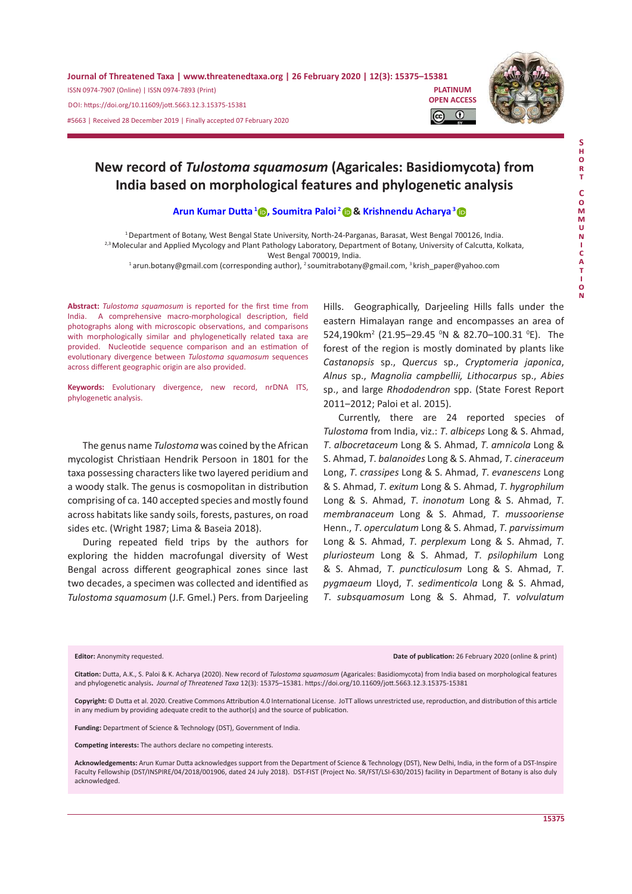# New record of *Tulostoma squamosum* (Agaricales: Basidiomycota) from India based on morphological features and phylogenetic analysis

**Arun Kumar Dutta** [1], **Soumitra Paloi** [2] & **Krishnendu Acharya** [3]

[1] Department of Botany, West Bengal State University, North-24-Parganas, Barasat, West Bengal 700126, India.
[2,3] Molecular and Applied Mycology and Plant Pathology Laboratory, Department of Botany, University of Calcutta, Kolkata, West Bengal 700019, India.
[1] arun.botany@gmail.com (corresponding author), [2] soumitrabotany@gmail.com, [3] krish_paper@yahoo.com

**Abstract:** *Tulostoma squamosum* is reported for the first time from India. A comprehensive macro-morphological description, field photographs along with microscopic observations, and comparisons with morphologically similar and phylogenetically related taxa are provided. Nucleotide sequence comparison and an estimation of evolutionary divergence between *Tulostoma squamosum* sequences across different geographic origin are also provided.

**Keywords:** Evolutionary divergence, new record, nrDNA ITS, phylogenetic analysis.

The genus name *Tulostoma* was coined by the African mycologist Christiaan Hendrik Persoon in 1801 for the taxa possessing characters like two layered peridium and a woody stalk. The genus is cosmopolitan in distribution comprising of ca. 140 accepted species and mostly found across habitats like sandy soils, forests, pastures, on road sides etc. (Wright 1987; Lima & Baseia 2018).

During repeated field trips by the authors for exploring the hidden macrofungal diversity of West Bengal across different geographical zones since last two decades, a specimen was collected and identified as *Tulostoma squamosum* (J.F. Gmel.) Pers. from Darjeeling Hills. Geographically, Darjeeling Hills falls under the eastern Himalayan range and encompasses an area of 524,190km$^2$ (21.95–29.45 $^0$N & 82.70–100.31 $^0$E). The forest of the region is mostly dominated by plants like *Castanopsis* sp., *Quercus* sp., *Cryptomeria japonica*, *Alnus* sp., *Magnolia campbellii, Lithocarpus* sp., *Abies* sp., and large *Rhododendron* spp. (State Forest Report 2011–2012; Paloi et al. 2015).

Currently, there are 24 reported species of *Tulostoma* from India, viz.: *T. albiceps* Long & S. Ahmad, *T. albocretaceum* Long & S. Ahmad, *T. amnicola* Long & S. Ahmad, *T. balanoides* Long & S. Ahmad, *T. cineraceum* Long, *T. crassipes* Long & S. Ahmad, *T. evanescens* Long & S. Ahmad, *T. exitum* Long & S. Ahmad, *T. hygrophilum* Long & S. Ahmad, *T. inonotum* Long & S. Ahmad, *T. membranaceum* Long & S. Ahmad, *T. mussooriense* Henn., *T. operculatum* Long & S. Ahmad, *T. parvissimum* Long & S. Ahmad, *T. perplexum* Long & S. Ahmad, *T. pluriosteum* Long & S. Ahmad, *T. psilophilum* Long & S. Ahmad, *T. puncticulosum* Long & S. Ahmad, *T. pygmaeum* Lloyd, *T. sedimenticola* Long & S. Ahmad, *T. subsquamosum* Long & S. Ahmad, *T. volvulatum*

**Editor:** Anonymity requested.

**Date of publication:** 26 February 2020 (online & print)

**Citation:** Dutta, A.K., S. Paloi & K. Acharya (2020). New record of *Tulostoma squamosum* (Agaricales: Basidiomycota) from India based on morphological features and phylogenetic analysis. *Journal of Threatened Taxa* 12(3): 15375–15381. https://doi.org/10.11609/jott.5663.12.3.15375-15381

**Copyright:** © Dutta et al. 2020. Creative Commons Attribution 4.0 International License. JoTT allows unrestricted use, reproduction, and distribution of this article in any medium by providing adequate credit to the author(s) and the source of publication.

**Funding:** Department of Science & Technology (DST), Government of India.

**Competing interests:** The authors declare no competing interests.

**Acknowledgements:** Arun Kumar Dutta acknowledges support from the Department of Science & Technology (DST), New Delhi, India, in the form of a DST-Inspire Faculty Fellowship (DST/INSPIRE/04/2018/001906, dated 24 July 2018). DST-FIST (Project No. SR/FST/LSI-630/2015) facility in Department of Botany is also duly acknowledged.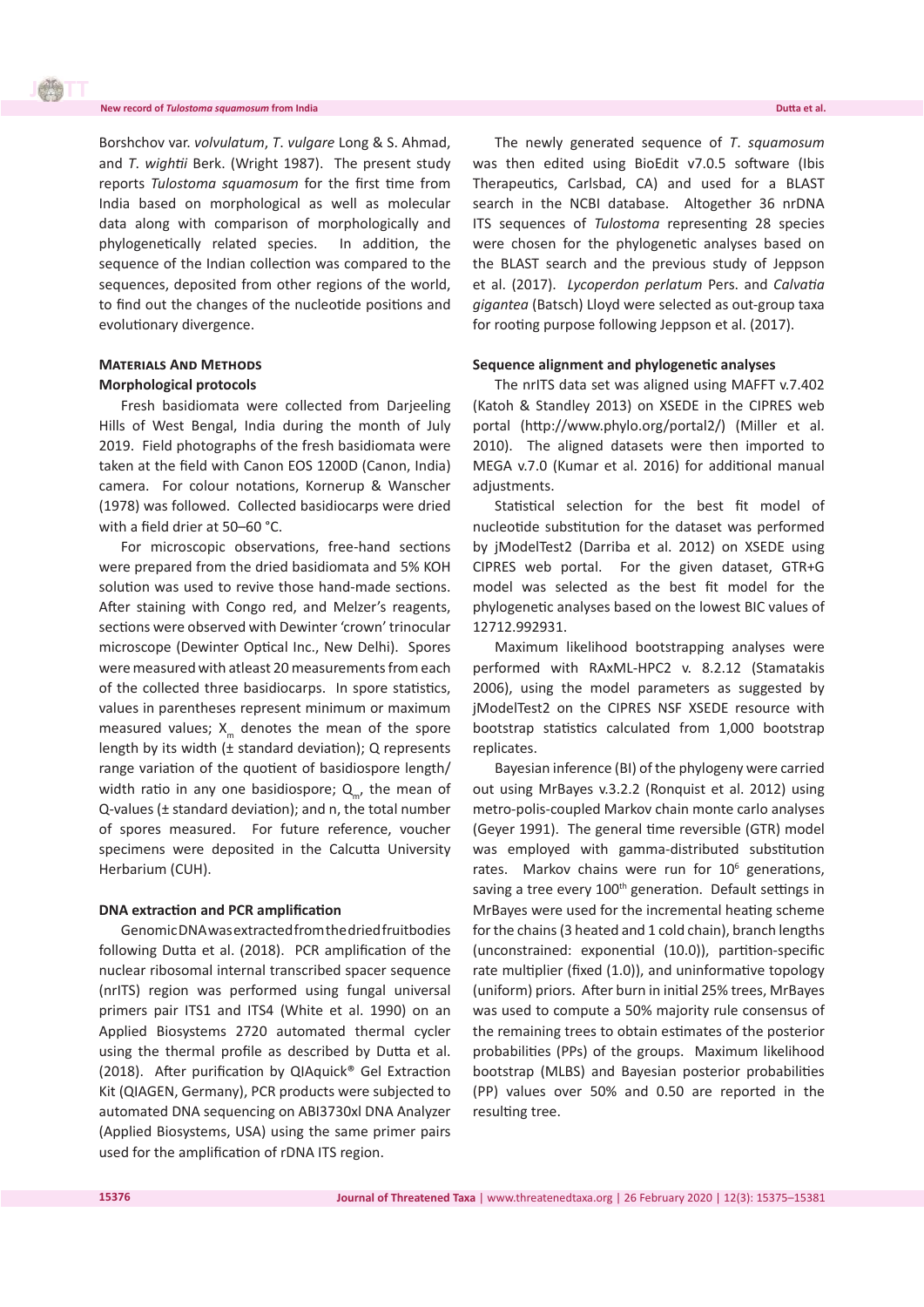Borshchov var. *volvulatum*, *T. vulgare* Long & S. Ahmad, and *T. wightii* Berk. (Wright 1987). The present study reports *Tulostoma squamosum* for the first time from India based on morphological as well as molecular data along with comparison of morphologically and phylogenetically related species. In addition, the sequence of the Indian collection was compared to the sequences, deposited from other regions of the world, to find out the changes of the nucleotide positions and evolutionary divergence.

## Materials And Methods

### Morphological protocols

Fresh basidiomata were collected from Darjeeling Hills of West Bengal, India during the month of July 2019. Field photographs of the fresh basidiomata were taken at the field with Canon EOS 1200D (Canon, India) camera. For colour notations, Kornerup & Wanscher (1978) was followed. Collected basidiocarps were dried with a field drier at 50–60 °C.

For microscopic observations, free-hand sections were prepared from the dried basidiomata and 5% KOH solution was used to revive those hand-made sections. After staining with Congo red, and Melzer's reagents, sections were observed with Dewinter 'crown' trinocular microscope (Dewinter Optical Inc., New Delhi). Spores were measured with atleast 20 measurements from each of the collected three basidiocarps. In spore statistics, values in parentheses represent minimum or maximum measured values; $X_m$ denotes the mean of the spore length by its width (± standard deviation); Q represents range variation of the quotient of basidiospore length/width ratio in any one basidiospore; $Q_m$, the mean of Q-values (± standard deviation); and n, the total number of spores measured. For future reference, voucher specimens were deposited in the Calcutta University Herbarium (CUH).

### DNA extraction and PCR amplification

Genomic DNA was extracted from the dried fruitbodies following Dutta et al. (2018). PCR amplification of the nuclear ribosomal internal transcribed spacer sequence (nrITS) region was performed using fungal universal primers pair ITS1 and ITS4 (White et al. 1990) on an Applied Biosystems 2720 automated thermal cycler using the thermal profile as described by Dutta et al. (2018). After purification by QIAquick® Gel Extraction Kit (QIAGEN, Germany), PCR products were subjected to automated DNA sequencing on ABI3730xl DNA Analyzer (Applied Biosystems, USA) using the same primer pairs used for the amplification of rDNA ITS region.

The newly generated sequence of *T. squamosum* was then edited using BioEdit v7.0.5 software (Ibis Therapeutics, Carlsbad, CA) and used for a BLAST search in the NCBI database. Altogether 36 nrDNA ITS sequences of *Tulostoma* representing 28 species were chosen for the phylogenetic analyses based on the BLAST search and the previous study of Jeppson et al. (2017). *Lycoperdon perlatum* Pers. and *Calvatia gigantea* (Batsch) Lloyd were selected as out-group taxa for rooting purpose following Jeppson et al. (2017).

### Sequence alignment and phylogenetic analyses

The nrITS data set was aligned using MAFFT v.7.402 (Katoh & Standley 2013) on XSEDE in the CIPRES web portal (http://www.phylo.org/portal2/) (Miller et al. 2010). The aligned datasets were then imported to MEGA v.7.0 (Kumar et al. 2016) for additional manual adjustments.

Statistical selection for the best fit model of nucleotide substitution for the dataset was performed by jModelTest2 (Darriba et al. 2012) on XSEDE using CIPRES web portal. For the given dataset, GTR+G model was selected as the best fit model for the phylogenetic analyses based on the lowest BIC values of 12712.992931.

Maximum likelihood bootstrapping analyses were performed with RAxML-HPC2 v. 8.2.12 (Stamatakis 2006), using the model parameters as suggested by jModelTest2 on the CIPRES NSF XSEDE resource with bootstrap statistics calculated from 1,000 bootstrap replicates.

Bayesian inference (BI) of the phylogeny were carried out using MrBayes v.3.2.2 (Ronquist et al. 2012) using metro-polis-coupled Markov chain monte carlo analyses (Geyer 1991). The general time reversible (GTR) model was employed with gamma-distributed substitution rates. Markov chains were run for $10^6$ generations, saving a tree every $100^{th}$ generation. Default settings in MrBayes were used for the incremental heating scheme for the chains (3 heated and 1 cold chain), branch lengths (unconstrained: exponential (10.0)), partition-specific rate multiplier (fixed (1.0)), and uninformative topology (uniform) priors. After burn in initial 25% trees, MrBayes was used to compute a 50% majority rule consensus of the remaining trees to obtain estimates of the posterior probabilities (PPs) of the groups. Maximum likelihood bootstrap (MLBS) and Bayesian posterior probabilities (PP) values over 50% and 0.50 are reported in the resulting tree.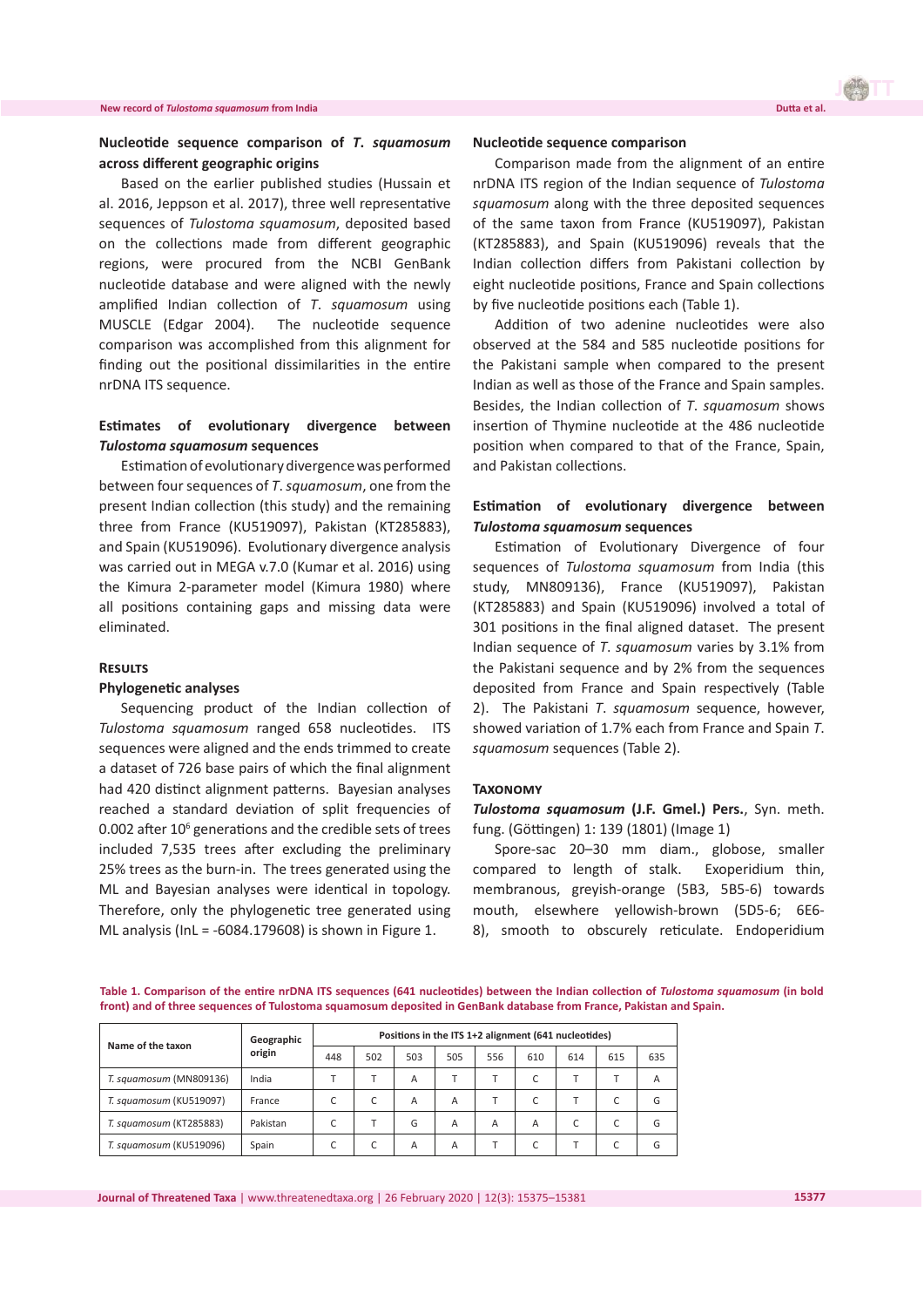### Nucleotide sequence comparison of *T. squamosum* across different geographic origins

Based on the earlier published studies (Hussain et al. 2016, Jeppson et al. 2017), three well representative sequences of *Tulostoma squamosum*, deposited based on the collections made from different geographic regions, were procured from the NCBI GenBank nucleotide database and were aligned with the newly amplified Indian collection of *T. squamosum* using MUSCLE (Edgar 2004). The nucleotide sequence comparison was accomplished from this alignment for finding out the positional dissimilarities in the entire nrDNA ITS sequence.

### Estimates of evolutionary divergence between *Tulostoma squamosum* sequences

Estimation of evolutionary divergence was performed between four sequences of *T. squamosum*, one from the present Indian collection (this study) and the remaining three from France (KU519097), Pakistan (KT285883), and Spain (KU519096). Evolutionary divergence analysis was carried out in MEGA v.7.0 (Kumar et al. 2016) using the Kimura 2-parameter model (Kimura 1980) where all positions containing gaps and missing data were eliminated.

## Results

### Phylogenetic analyses

Sequencing product of the Indian collection of *Tulostoma squamosum* ranged 658 nucleotides. ITS sequences were aligned and the ends trimmed to create a dataset of 726 base pairs of which the final alignment had 420 distinct alignment patterns. Bayesian analyses reached a standard deviation of split frequencies of 0.002 after $10^6$ generations and the credible sets of trees included 7,535 trees after excluding the preliminary 25% trees as the burn-in. The trees generated using the ML and Bayesian analyses were identical in topology. Therefore, only the phylogenetic tree generated using ML analysis (lnL = -6084.179608) is shown in Figure 1.

### Nucleotide sequence comparison

Comparison made from the alignment of an entire nrDNA ITS region of the Indian sequence of *Tulostoma squamosum* along with the three deposited sequences of the same taxon from France (KU519097), Pakistan (KT285883), and Spain (KU519096) reveals that the Indian collection differs from Pakistani collection by eight nucleotide positions, France and Spain collections by five nucleotide positions each (Table 1).

Addition of two adenine nucleotides were also observed at the 584 and 585 nucleotide positions for the Pakistani sample when compared to the present Indian as well as those of the France and Spain samples. Besides, the Indian collection of *T. squamosum* shows insertion of Thymine nucleotide at the 486 nucleotide position when compared to that of the France, Spain, and Pakistan collections.

### Estimation of evolutionary divergence between *Tulostoma squamosum* sequences

Estimation of Evolutionary Divergence of four sequences of *Tulostoma squamosum* from India (this study, MN809136), France (KU519097), Pakistan (KT285883) and Spain (KU519096) involved a total of 301 positions in the final aligned dataset. The present Indian sequence of *T. squamosum* varies by 3.1% from the Pakistani sequence and by 2% from the sequences deposited from France and Spain respectively (Table 2). The Pakistani *T. squamosum* sequence, however, showed variation of 1.7% each from France and Spain *T. squamosum* sequences (Table 2).

## Taxonomy

***Tulostoma squamosum* (J.F. Gmel.) Pers.**, Syn. meth. fung. (Göttingen) 1: 139 (1801) (Image 1)

Spore-sac 20–30 mm diam., globose, smaller compared to length of stalk. Exoperidium thin, membranous, greyish-orange (5B3, 5B5-6) towards mouth, elsewhere yellowish-brown (5D5-6; 6E6-8), smooth to obscurely reticulate. Endoperidium

Table 1. Comparison of the entire nrDNA ITS sequences (641 nucleotides) between the Indian collection of *Tulostoma squamosum* (in bold front) and of three sequences of Tulostoma squamosum deposited in GenBank database from France, Pakistan and Spain.

| Name of the taxon | Geographic origin | Positions in the ITS 1+2 alignment (641 nucleotides) | | | | | | | | |
|---|---|---|---|---|---|---|---|---|---|---|
| | | 448 | 502 | 503 | 505 | 556 | 610 | 614 | 615 | 635 |
| *T. squamosum* (MN809136) | India | T | T | A | T | T | C | T | T | A |
| *T. squamosum* (KU519097) | France | C | C | A | A | T | C | T | C | G |
| *T. squamosum* (KT285883) | Pakistan | C | T | G | A | A | A | C | C | G |
| *T. squamosum* (KU519096) | Spain | C | C | A | A | T | C | T | C | G |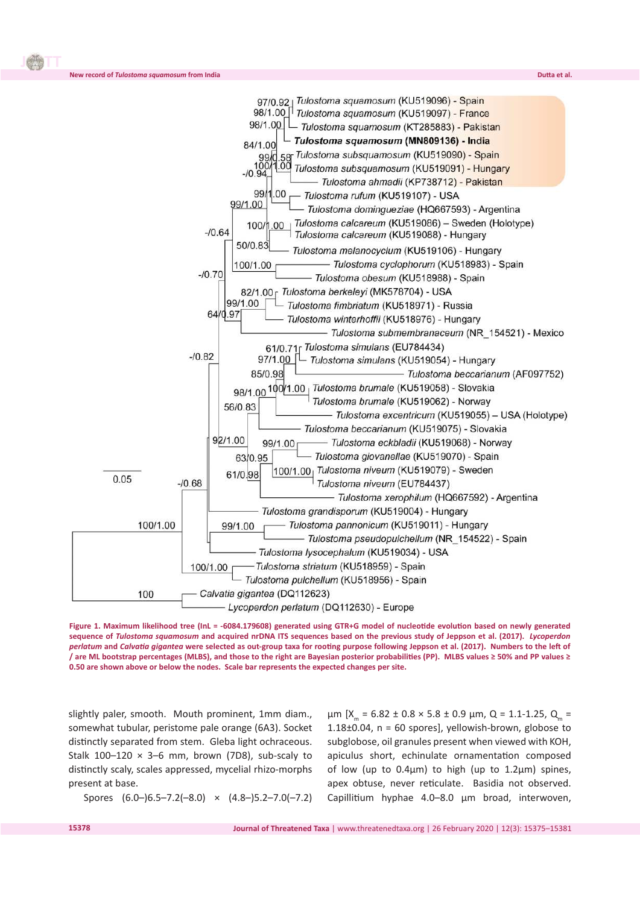**Figure 1. Maximum likelihood tree (lnL = -6084.179608) generated using GTR+G model of nucleotide evolution based on newly generated sequence of *Tulostoma squamosum* and acquired nrDNA ITS sequences based on the previous study of Jeppson et al. (2017). *Lycoperdon perlatum* and *Calvatia gigantea* were selected as out-group taxa for rooting purpose following Jeppson et al. (2017). Numbers to the left of / are ML bootstrap percentages (MLBS), and those to the right are Bayesian posterior probabilities (PP). MLBS values ≥ 50% and PP values ≥ 0.50 are shown above or below the nodes. Scale bar represents the expected changes per site.**

slightly paler, smooth. Mouth prominent, 1mm diam., somewhat tubular, peristome pale orange (6A3). Socket distinctly separated from stem. Gleba light ochraceous. Stalk 100–120 × 3–6 mm, brown (7D8), sub-scaly to distinctly scaly, scales appressed, mycelial rhizo-morphs present at base.

Spores (6.0–)6.5–7.2(–8.0) × (4.8–)5.2–7.0(–7.2) µm [$X_m$ = 6.82 ± 0.8 × 5.8 ± 0.9 µm, Q = 1.1-1.25, $Q_m$ = 1.18±0.04, n = 60 spores], yellowish-brown, globose to subglobose, oil granules present when viewed with KOH, apiculus short, echinulate ornamentation composed of low (up to 0.4µm) to high (up to 1.2µm) spines, apex obtuse, never reticulate. Basidia not observed. Capillitium hyphae 4.0–8.0 µm broad, interwoven,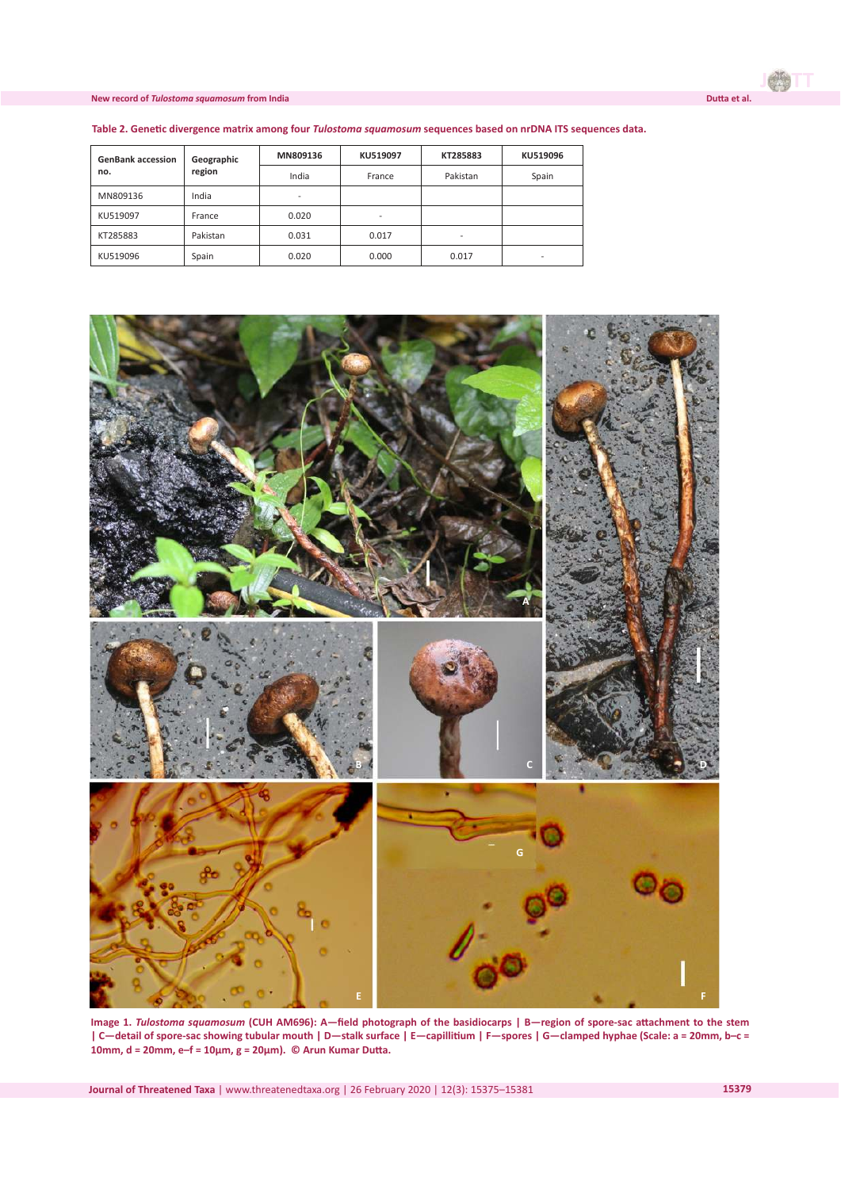**Table 2. Genetic divergence matrix among four *Tulostoma squamosum* sequences based on nrDNA ITS sequences data.**

| GenBank accession no. | Geographic region | MN809136 | KU519097 | KT285883 | KU519096 |
|---|---|---|---|---|---|
| | | India | France | Pakistan | Spain |
| MN809136 | India | - | | | |
| KU519097 | France | 0.020 | - | | |
| KT285883 | Pakistan | 0.031 | 0.017 | - | |
| KU519096 | Spain | 0.020 | 0.000 | 0.017 | - |

**Image 1. *Tulostoma squamosum* (CUH AM696): A—field photograph of the basidiocarps | B—region of spore-sac attachment to the stem | C—detail of spore-sac showing tubular mouth | D—stalk surface | E—capillitium | F—spores | G—clamped hyphae (Scale: a = 20mm, b–c = 10mm, d = 20mm, e–f = 10µm, g = 20µm). © Arun Kumar Dutta.**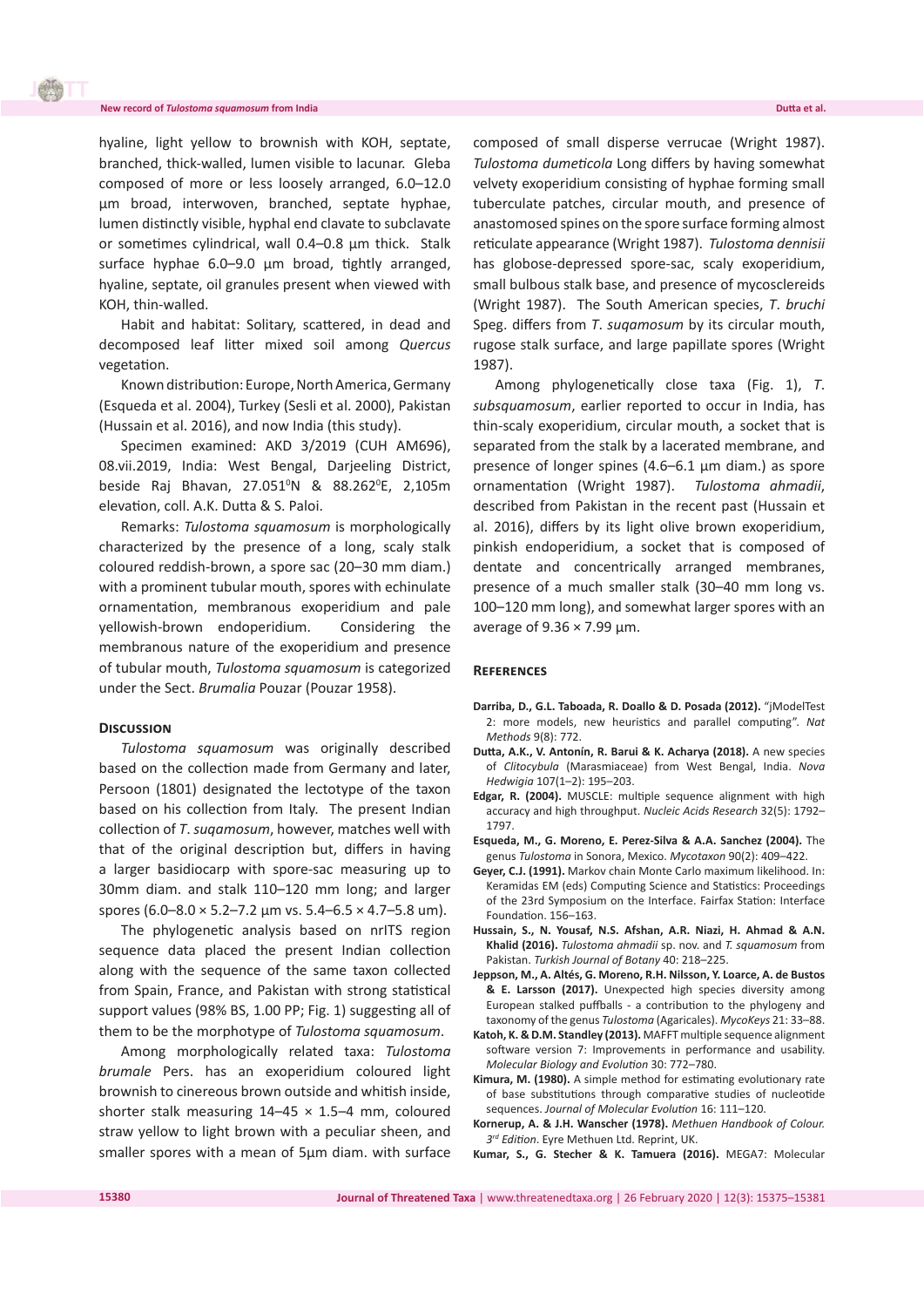hyaline, light yellow to brownish with KOH, septate, branched, thick-walled, lumen visible to lacunar. Gleba composed of more or less loosely arranged, 6.0–12.0 µm broad, interwoven, branched, septate hyphae, lumen distinctly visible, hyphal end clavate to subclavate or sometimes cylindrical, wall 0.4–0.8 µm thick. Stalk surface hyphae 6.0–9.0 µm broad, tightly arranged, hyaline, septate, oil granules present when viewed with KOH, thin-walled.

Habit and habitat: Solitary, scattered, in dead and decomposed leaf litter mixed soil among *Quercus* vegetation.

Known distribution: Europe, North America, Germany (Esqueda et al. 2004), Turkey (Sesli et al. 2000), Pakistan (Hussain et al. 2016), and now India (this study).

Specimen examined: AKD 3/2019 (CUH AM696), 08.vii.2019, India: West Bengal, Darjeeling District, beside Raj Bhavan, 27.051$^0$N & 88.262$^0$E, 2,105m elevation, coll. A.K. Dutta & S. Paloi.

Remarks: *Tulostoma squamosum* is morphologically characterized by the presence of a long, scaly stalk coloured reddish-brown, a spore sac (20–30 mm diam.) with a prominent tubular mouth, spores with echinulate ornamentation, membranous exoperidium and pale yellowish-brown endoperidium. Considering the membranous nature of the exoperidium and presence of tubular mouth, *Tulostoma squamosum* is categorized under the Sect. *Brumalia* Pouzar (Pouzar 1958).

## Discussion

*Tulostoma squamosum* was originally described based on the collection made from Germany and later, Persoon (1801) designated the lectotype of the taxon based on his collection from Italy. The present Indian collection of *T. suqamosum*, however, matches well with that of the original description but, differs in having a larger basidiocarp with spore-sac measuring up to 30mm diam. and stalk 110–120 mm long; and larger spores (6.0–8.0 × 5.2–7.2 µm vs. 5.4–6.5 × 4.7–5.8 um).

The phylogenetic analysis based on nrITS region sequence data placed the present Indian collection along with the sequence of the same taxon collected from Spain, France, and Pakistan with strong statistical support values (98% BS, 1.00 PP; Fig. 1) suggesting all of them to be the morphotype of *Tulostoma squamosum*.

Among morphologically related taxa: *Tulostoma brumale* Pers. has an exoperidium coloured light brownish to cinereous brown outside and whitish inside, shorter stalk measuring 14–45 × 1.5–4 mm, coloured straw yellow to light brown with a peculiar sheen, and smaller spores with a mean of 5µm diam. with surface composed of small disperse verrucae (Wright 1987). *Tulostoma dumeticola* Long differs by having somewhat velvety exoperidium consisting of hyphae forming small tuberculate patches, circular mouth, and presence of anastomosed spines on the spore surface forming almost reticulate appearance (Wright 1987). *Tulostoma dennisii* has globose-depressed spore-sac, scaly exoperidium, small bulbous stalk base, and presence of mycosclereids (Wright 1987). The South American species, *T. bruchi* Speg. differs from *T. suqamosum* by its circular mouth, rugose stalk surface, and large papillate spores (Wright 1987).

Among phylogenetically close taxa (Fig. 1), *T. subsquamosum*, earlier reported to occur in India, has thin-scaly exoperidium, circular mouth, a socket that is separated from the stalk by a lacerated membrane, and presence of longer spines (4.6–6.1 µm diam.) as spore ornamentation (Wright 1987). *Tulostoma ahmadii*, described from Pakistan in the recent past (Hussain et al. 2016), differs by its light olive brown exoperidium, pinkish endoperidium, a socket that is composed of dentate and concentrically arranged membranes, presence of a much smaller stalk (30–40 mm long vs. 100–120 mm long), and somewhat larger spores with an average of 9.36 × 7.99 µm.

## References

**Darriba, D., G.L. Taboada, R. Doallo & D. Posada (2012).** "jModelTest 2: more models, new heuristics and parallel computing". *Nat Methods* 9(8): 772.

**Dutta, A.K., V. Antonín, R. Barui & K. Acharya (2018).** A new species of *Clitocybula* (Marasmiaceae) from West Bengal, India. *Nova Hedwigia* 107(1–2): 195–203.

**Edgar, R. (2004).** MUSCLE: multiple sequence alignment with high accuracy and high throughput. *Nucleic Acids Research* 32(5): 1792–1797.

**Esqueda, M., G. Moreno, E. Perez-Silva & A.A. Sanchez (2004).** The genus *Tulostoma* in Sonora, Mexico. *Mycotaxon* 90(2): 409–422.

**Geyer, C.J. (1991).** Markov chain Monte Carlo maximum likelihood. In: Keramidas EM (eds) Computing Science and Statistics: Proceedings of the 23rd Symposium on the Interface. Fairfax Station: Interface Foundation. 156–163.

**Hussain, S., N. Yousaf, N.S. Afshan, A.R. Niazi, H. Ahmad & A.N. Khalid (2016).** *Tulostoma ahmadii* sp. nov. and *T. squamosum* from Pakistan. *Turkish Journal of Botany* 40: 218–225.

**Jeppson, M., A. Altés, G. Moreno, R.H. Nilsson, Y. Loarce, A. de Bustos & E. Larsson (2017).** Unexpected high species diversity among European stalked puffballs - a contribution to the phylogeny and taxonomy of the genus *Tulostoma* (Agaricales). *MycoKeys* 21: 33–88.

**Katoh, K. & D.M. Standley (2013).** MAFFT multiple sequence alignment software version 7: Improvements in performance and usability. *Molecular Biology and Evolution* 30: 772–780.

**Kimura, M. (1980).** A simple method for estimating evolutionary rate of base substitutions through comparative studies of nucleotide sequences. *Journal of Molecular Evolution* 16: 111–120.

**Kornerup, A. & J.H. Wanscher (1978).** *Methuen Handbook of Colour. 3rd Edition*. Eyre Methuen Ltd. Reprint, UK.

**Kumar, S., G. Stecher & K. Tamuera (2016).** MEGA7: Molecular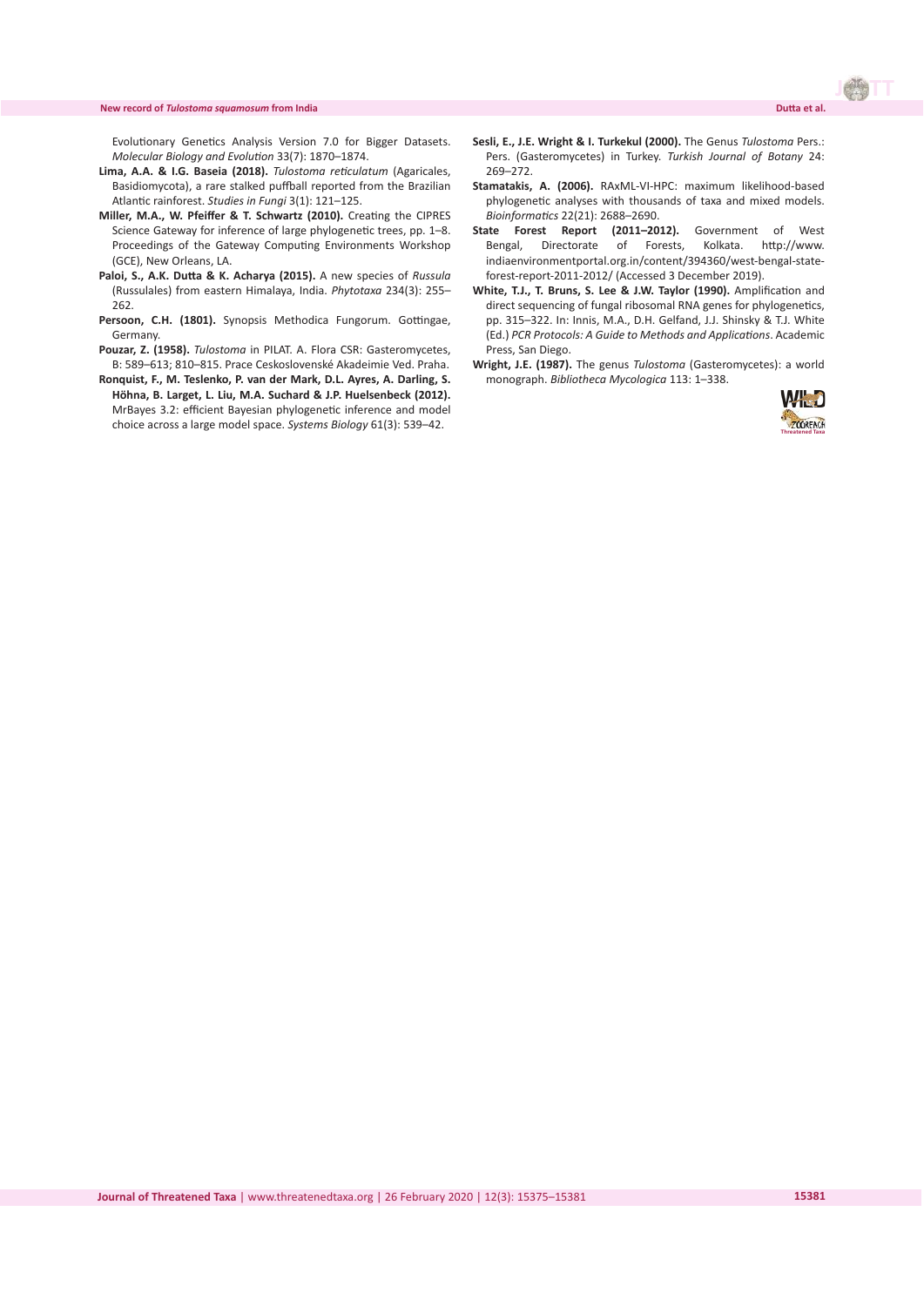Evolutionary Genetics Analysis Version 7.0 for Bigger Datasets. *Molecular Biology and Evolution* 33(7): 1870–1874.

**Lima, A.A. & I.G. Baseia (2018).** *Tulostoma reticulatum* (Agaricales, Basidiomycota), a rare stalked puffball reported from the Brazilian Atlantic rainforest. *Studies in Fungi* 3(1): 121–125.

**Miller, M.A., W. Pfeiffer & T. Schwartz (2010).** Creating the CIPRES Science Gateway for inference of large phylogenetic trees, pp. 1–8. Proceedings of the Gateway Computing Environments Workshop (GCE), New Orleans, LA.

**Paloi, S., A.K. Dutta & K. Acharya (2015).** A new species of *Russula* (Russulales) from eastern Himalaya, India. *Phytotaxa* 234(3): 255–262.

**Persoon, C.H. (1801).** Synopsis Methodica Fungorum. Gottingae, Germany.

**Pouzar, Z. (1958).** *Tulostoma* in PILAT. A. Flora CSR: Gasteromycetes, B: 589–613; 810–815. Prace Ceskoslovenské Akadeimie Ved. Praha.

**Ronquist, F., M. Teslenko, P. van der Mark, D.L. Ayres, A. Darling, S. Höhna, B. Larget, L. Liu, M.A. Suchard & J.P. Huelsenbeck (2012).** MrBayes 3.2: efficient Bayesian phylogenetic inference and model choice across a large model space. *Systems Biology* 61(3): 539–42.

**Sesli, E., J.E. Wright & I. Turkekul (2000).** The Genus *Tulostoma* Pers.: Pers. (Gasteromycetes) in Turkey. *Turkish Journal of Botany* 24: 269–272.

**Stamatakis, A. (2006).** RAxML-VI-HPC: maximum likelihood-based phylogenetic analyses with thousands of taxa and mixed models. *Bioinformatics* 22(21): 2688–2690.

**State Forest Report (2011–2012).** Government of West Bengal, Directorate of Forests, Kolkata. http://www.indiaenvironmentportal.org.in/content/394360/west-bengal-state-forest-report-2011-2012/ (Accessed 3 December 2019).

**White, T.J., T. Bruns, S. Lee & J.W. Taylor (1990).** Amplification and direct sequencing of fungal ribosomal RNA genes for phylogenetics, pp. 315–322. In: Innis, M.A., D.H. Gelfand, J.J. Shinsky & T.J. White (Ed.) *PCR Protocols: A Guide to Methods and Applications*. Academic Press, San Diego.

**Wright, J.E. (1987).** The genus *Tulostoma* (Gasteromycetes): a world monograph. *Bibliotheca Mycologica* 113: 1–338.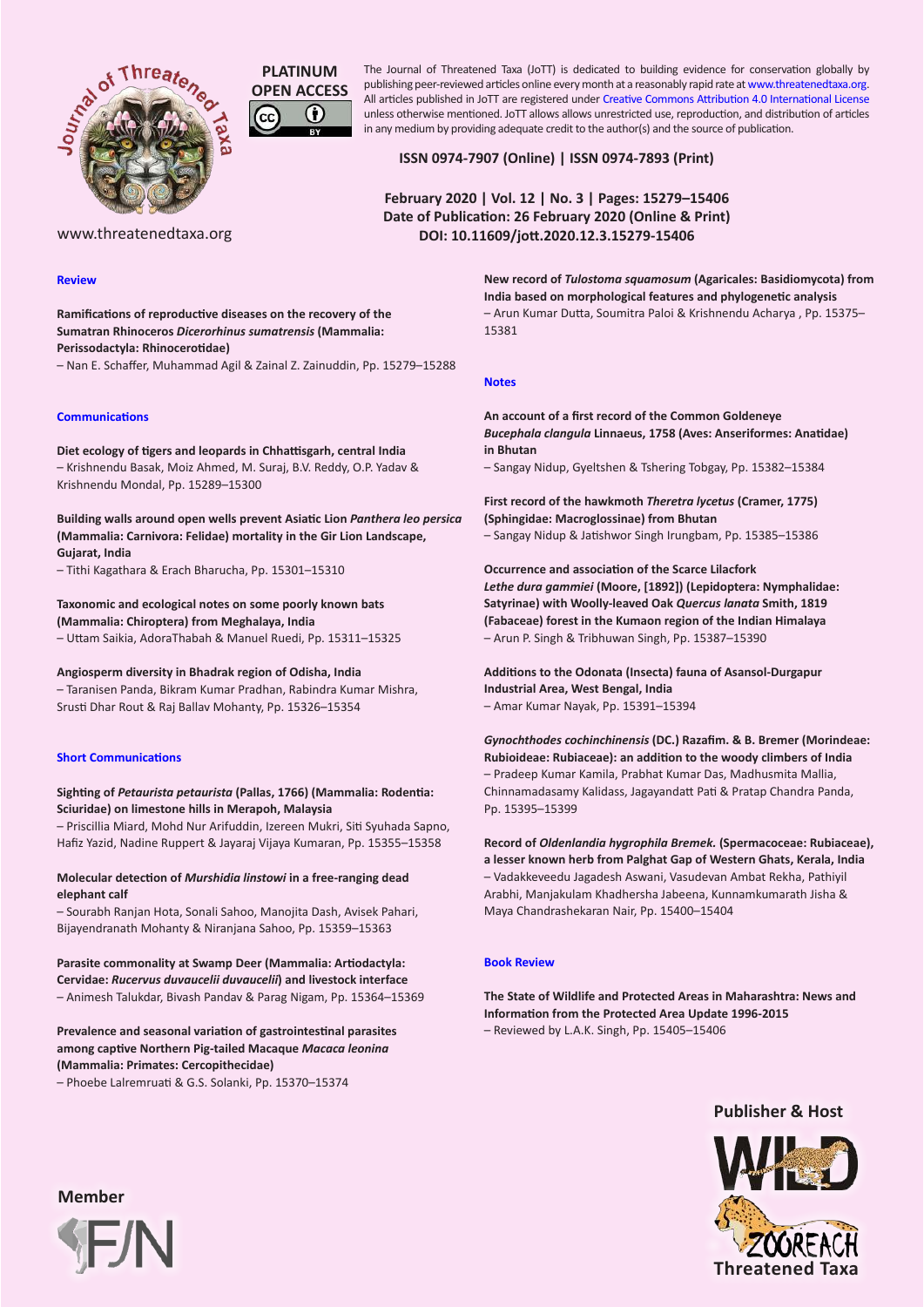**PLATINUM OPEN ACCESS**

The Journal of Threatened Taxa (JoTT) is dedicated to building evidence for conservation globally by publishing peer-reviewed articles online every month at a reasonably rapid rate at www.threatenedtaxa.org. All articles published in JoTT are registered under Creative Commons Attribution 4.0 International License unless otherwise mentioned. JoTT allows allows unrestricted use, reproduction, and distribution of articles in any medium by providing adequate credit to the author(s) and the source of publication.

**ISSN 0974-7907 (Online) | ISSN 0974-7893 (Print)**

**February 2020 | Vol. 12 | No. 3 | Pages: 15279–15406**
**Date of Publication: 26 February 2020 (Online & Print)**
**DOI: 10.11609/jott.2020.12.3.15279-15406**

www.threatenedtaxa.org

### Review

**Ramifications of reproductive diseases on the recovery of the Sumatran Rhinoceros *Dicerorhinus sumatrensis* (Mammalia: Perissodactyla: Rhinocerotidae)**
– Nan E. Schaffer, Muhammad Agil & Zainal Z. Zainuddin, Pp. 15279–15288

### Communications

**Diet ecology of tigers and leopards in Chhattisgarh, central India**
– Krishnendu Basak, Moiz Ahmed, M. Suraj, B.V. Reddy, O.P. Yadav & Krishnendu Mondal, Pp. 15289–15300

**Building walls around open wells prevent Asiatic Lion *Panthera leo persica* (Mammalia: Carnivora: Felidae) mortality in the Gir Lion Landscape, Gujarat, India**
– Tithi Kagathara & Erach Bharucha, Pp. 15301–15310

**Taxonomic and ecological notes on some poorly known bats (Mammalia: Chiroptera) from Meghalaya, India**
– Uttam Saikia, AdoraThabah & Manuel Ruedi, Pp. 15311–15325

**Angiosperm diversity in Bhadrak region of Odisha, India**
– Taranisen Panda, Bikram Kumar Pradhan, Rabindra Kumar Mishra, Srusti Dhar Rout & Raj Ballav Mohanty, Pp. 15326–15354

### Short Communications

**Sighting of *Petaurista petaurista* (Pallas, 1766) (Mammalia: Rodentia: Sciuridae) on limestone hills in Merapoh, Malaysia**
– Priscillia Miard, Mohd Nur Arifuddin, Izereen Mukri, Siti Syuhada Sapno, Hafiz Yazid, Nadine Ruppert & Jayaraj Vijaya Kumaran, Pp. 15355–15358

**Molecular detection of *Murshidia linstowi* in a free-ranging dead elephant calf**
– Sourabh Ranjan Hota, Sonali Sahoo, Manojita Dash, Avisek Pahari, Bijayendranath Mohanty & Niranjana Sahoo, Pp. 15359–15363

**Parasite commonality at Swamp Deer (Mammalia: Artiodactyla: Cervidae: *Rucervus duvaucelii duvaucelii*) and livestock interface**
– Animesh Talukdar, Bivash Pandav & Parag Nigam, Pp. 15364–15369

**Prevalence and seasonal variation of gastrointestinal parasites among captive Northern Pig-tailed Macaque *Macaca leonina* (Mammalia: Primates: Cercopithecidae)**
– Phoebe Lalremruati & G.S. Solanki, Pp. 15370–15374

**New record of *Tulostoma squamosum* (Agaricales: Basidiomycota) from India based on morphological features and phylogenetic analysis**
– Arun Kumar Dutta, Soumitra Paloi & Krishnendu Acharya , Pp. 15375–15381

### Notes

**An account of a first record of the Common Goldeneye *Bucephala clangula* Linnaeus, 1758 (Aves: Anseriformes: Anatidae) in Bhutan**
– Sangay Nidup, Gyeltshen & Tshering Tobgay, Pp. 15382–15384

**First record of the hawkmoth *Theretra lycetus* (Cramer, 1775) (Sphingidae: Macroglossinae) from Bhutan**
– Sangay Nidup & Jatishwor Singh Irungbam, Pp. 15385–15386

**Occurrence and association of the Scarce Lilacfork *Lethe dura gammiei* (Moore, [1892]) (Lepidoptera: Nymphalidae: Satyrinae) with Woolly-leaved Oak *Quercus lanata* Smith, 1819 (Fabaceae) forest in the Kumaon region of the Indian Himalaya**
– Arun P. Singh & Tribhuwan Singh, Pp. 15387–15390

**Additions to the Odonata (Insecta) fauna of Asansol-Durgapur Industrial Area, West Bengal, India**
– Amar Kumar Nayak, Pp. 15391–15394

***Gynochthodes cochinchinensis* (DC.) Razafim. & B. Bremer (Morindeae: Rubioideae: Rubiaceae): an addition to the woody climbers of India**
– Pradeep Kumar Kamila, Prabhat Kumar Das, Madhusmita Mallia, Chinnamadasamy Kalidass, Jagayandatt Pati & Pratap Chandra Panda, Pp. 15395–15399

**Record of *Oldenlandia hygrophila* Bremek. (Spermacoceae: Rubiaceae), a lesser known herb from Palghat Gap of Western Ghats, Kerala, India**
– Vadakkeveedu Jagadesh Aswani, Vasudevan Ambat Rekha, Pathiyil Arabhi, Manjakulam Khadhersha Jabeena, Kunnamkumarath Jisha & Maya Chandrashekaran Nair, Pp. 15400–15404

### Book Review

**The State of Wildlife and Protected Areas in Maharashtra: News and Information from the Protected Area Update 1996-2015**
– Reviewed by L.A.K. Singh, Pp. 15405–15406

**Publisher & Host**

**Member**